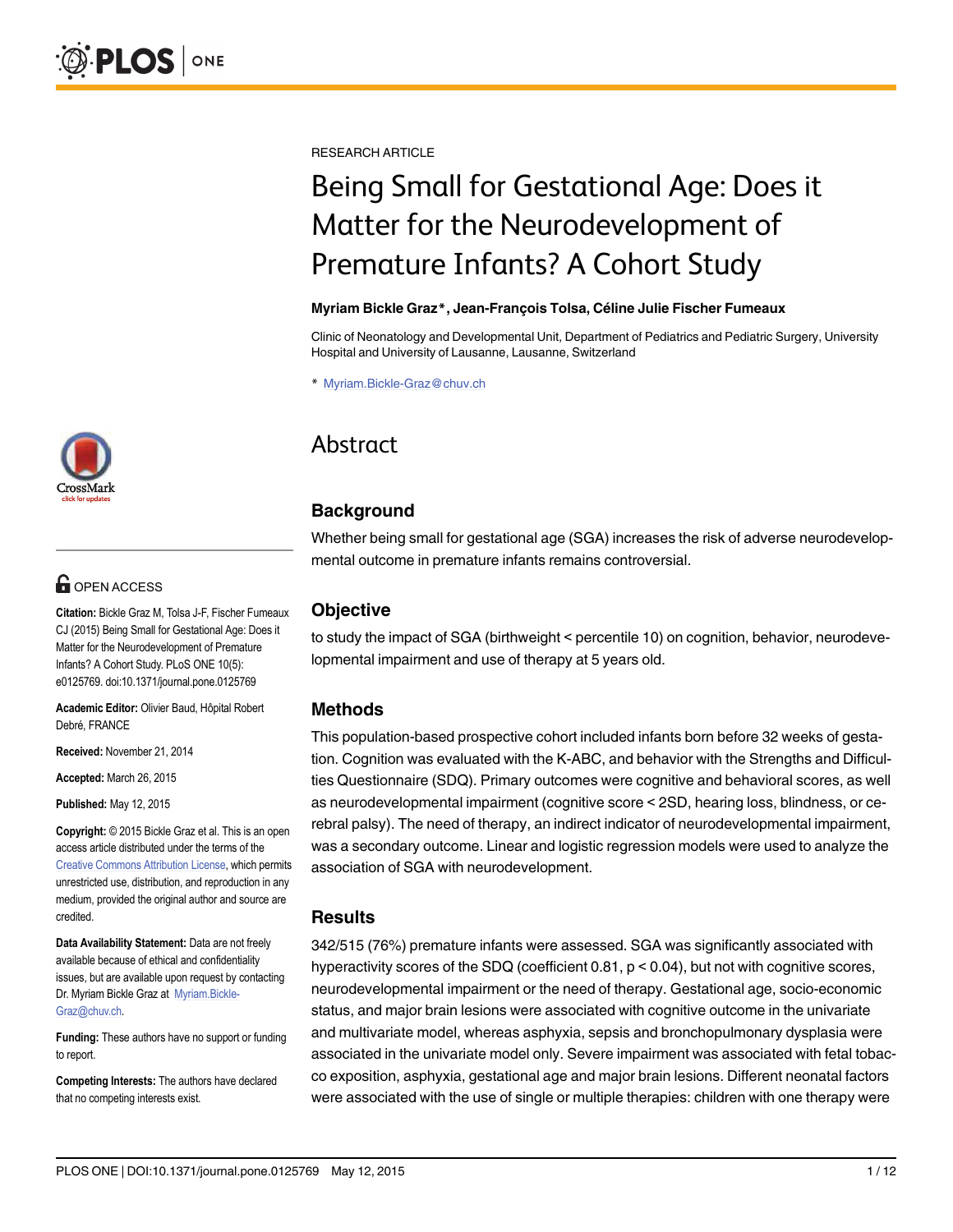RESEARCH ARTICLE

# Being Small for Gestational Age: Does it Matter for the Neurodevelopment of Premature Infants? A Cohort Study

**Myriam Bickle Graz*, Jean-François Tolsa, Céline Julie Fischer Fumeaux**

Clinic of Neonatology and Developmental Unit, Department of Pediatrics and Pediatric Surgery, University Hospital and University of Lausanne, Lausanne, Switzerland

* Myriam.Bickle-Graz@chuv.ch

OPEN ACCESS

**Citation:** Bickle Graz M, Tolsa J-F, Fischer Fumeaux CJ (2015) Being Small for Gestational Age: Does it Matter for the Neurodevelopment of Premature Infants? A Cohort Study. PLoS ONE 10(5): e0125769. doi:10.1371/journal.pone.0125769

**Academic Editor:** Olivier Baud, Hôpital Robert Debré, FRANCE

**Received:** November 21, 2014

**Accepted:** March 26, 2015

**Published:** May 12, 2015

**Copyright:** © 2015 Bickle Graz et al. This is an open access article distributed under the terms of the Creative Commons Attribution License, which permits unrestricted use, distribution, and reproduction in any medium, provided the original author and source are credited.

**Data Availability Statement:** Data are not freely available because of ethical and confidentiality issues, but are available upon request by contacting Dr. Myriam Bickle Graz at Myriam.Bickle-Graz@chuv.ch.

**Funding:** These authors have no support or funding to report.

**Competing Interests:** The authors have declared that no competing interests exist.

## Abstract

### Background

Whether being small for gestational age (SGA) increases the risk of adverse neurodevelopmental outcome in premature infants remains controversial.

### Objective

to study the impact of SGA (birthweight < percentile 10) on cognition, behavior, neurodevelopmental impairment and use of therapy at 5 years old.

### Methods

This population-based prospective cohort included infants born before 32 weeks of gestation. Cognition was evaluated with the K-ABC, and behavior with the Strengths and Difficulties Questionnaire (SDQ). Primary outcomes were cognitive and behavioral scores, as well as neurodevelopmental impairment (cognitive score < 2SD, hearing loss, blindness, or cerebral palsy). The need of therapy, an indirect indicator of neurodevelopmental impairment, was a secondary outcome. Linear and logistic regression models were used to analyze the association of SGA with neurodevelopment.

### Results

342/515 (76%) premature infants were assessed. SGA was significantly associated with hyperactivity scores of the SDQ (coefficient 0.81, $p < 0.04$), but not with cognitive scores, neurodevelopmental impairment or the need of therapy. Gestational age, socio-economic status, and major brain lesions were associated with cognitive outcome in the univariate and multivariate model, whereas asphyxia, sepsis and bronchopulmonary dysplasia were associated in the univariate model only. Severe impairment was associated with fetal tobacco exposition, asphyxia, gestational age and major brain lesions. Different neonatal factors were associated with the use of single or multiple therapies: children with one therapy were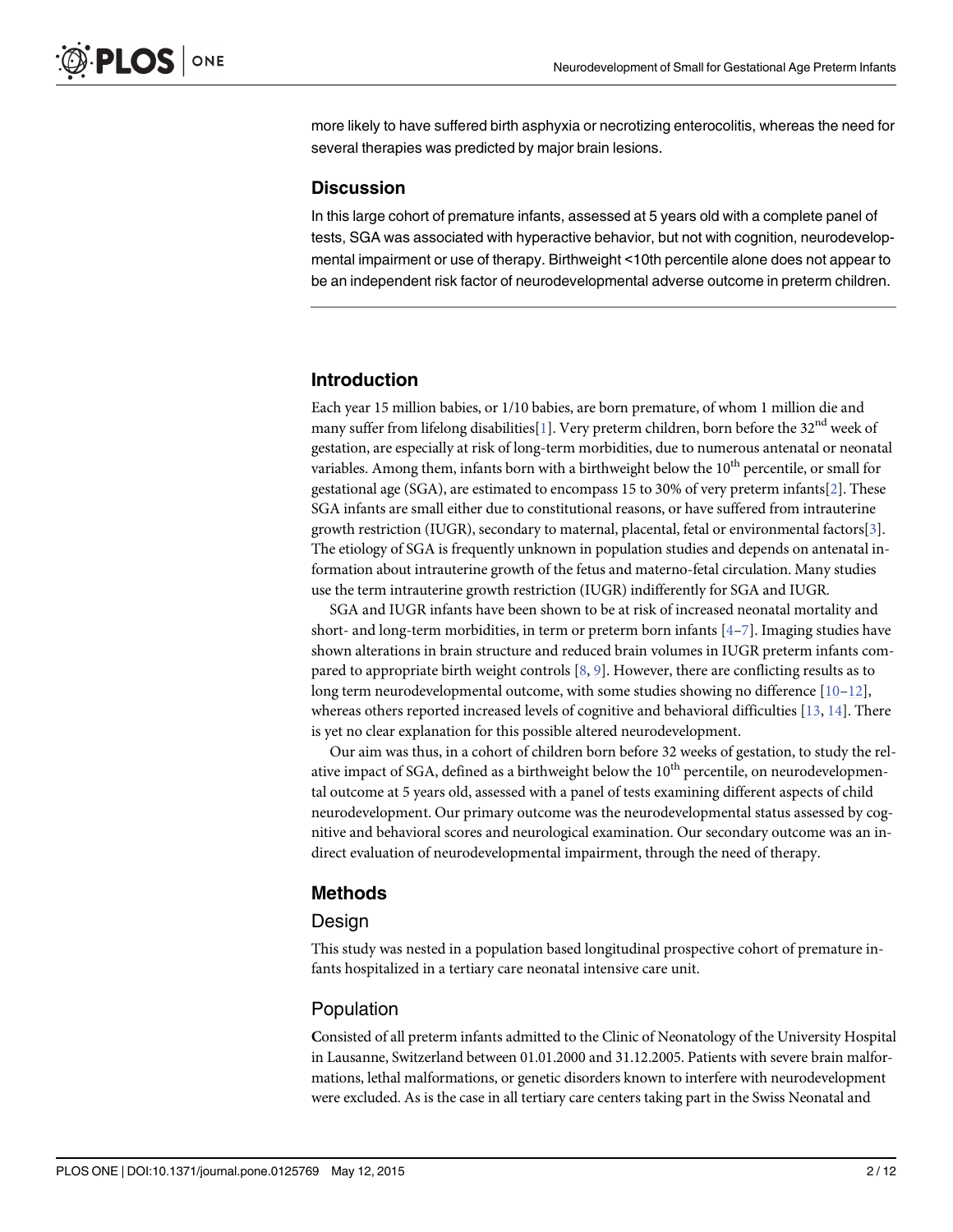more likely to have suffered birth asphyxia or necrotizing enterocolitis, whereas the need for several therapies was predicted by major brain lesions.

### Discussion

In this large cohort of premature infants, assessed at 5 years old with a complete panel of tests, SGA was associated with hyperactive behavior, but not with cognition, neurodevelopmental impairment or use of therapy. Birthweight <10th percentile alone does not appear to be an independent risk factor of neurodevelopmental adverse outcome in preterm children.

## Introduction

Each year 15 million babies, or 1/10 babies, are born premature, of whom 1 million die and many suffer from lifelong disabilities[1]. Very preterm children, born before the 32nd week of gestation, are especially at risk of long-term morbidities, due to numerous antenatal or neonatal variables. Among them, infants born with a birthweight below the 10th percentile, or small for gestational age (SGA), are estimated to encompass 15 to 30% of very preterm infants[2]. These SGA infants are small either due to constitutional reasons, or have suffered from intrauterine growth restriction (IUGR), secondary to maternal, placental, fetal or environmental factors[3]. The etiology of SGA is frequently unknown in population studies and depends on antenatal information about intrauterine growth of the fetus and materno-fetal circulation. Many studies use the term intrauterine growth restriction (IUGR) indifferently for SGA and IUGR.

SGA and IUGR infants have been shown to be at risk of increased neonatal mortality and short- and long-term morbidities, in term or preterm born infants [4–7]. Imaging studies have shown alterations in brain structure and reduced brain volumes in IUGR preterm infants compared to appropriate birth weight controls [8, 9]. However, there are conflicting results as to long term neurodevelopmental outcome, with some studies showing no difference [10–12], whereas others reported increased levels of cognitive and behavioral difficulties [13, 14]. There is yet no clear explanation for this possible altered neurodevelopment.

Our aim was thus, in a cohort of children born before 32 weeks of gestation, to study the relative impact of SGA, defined as a birthweight below the 10th percentile, on neurodevelopmental outcome at 5 years old, assessed with a panel of tests examining different aspects of child neurodevelopment. Our primary outcome was the neurodevelopmental status assessed by cognitive and behavioral scores and neurological examination. Our secondary outcome was an indirect evaluation of neurodevelopmental impairment, through the need of therapy.

## Methods

### Design

This study was nested in a population based longitudinal prospective cohort of premature infants hospitalized in a tertiary care neonatal intensive care unit.

### Population

Consisted of all preterm infants admitted to the Clinic of Neonatology of the University Hospital in Lausanne, Switzerland between 01.01.2000 and 31.12.2005. Patients with severe brain malformations, lethal malformations, or genetic disorders known to interfere with neurodevelopment were excluded. As is the case in all tertiary care centers taking part in the Swiss Neonatal and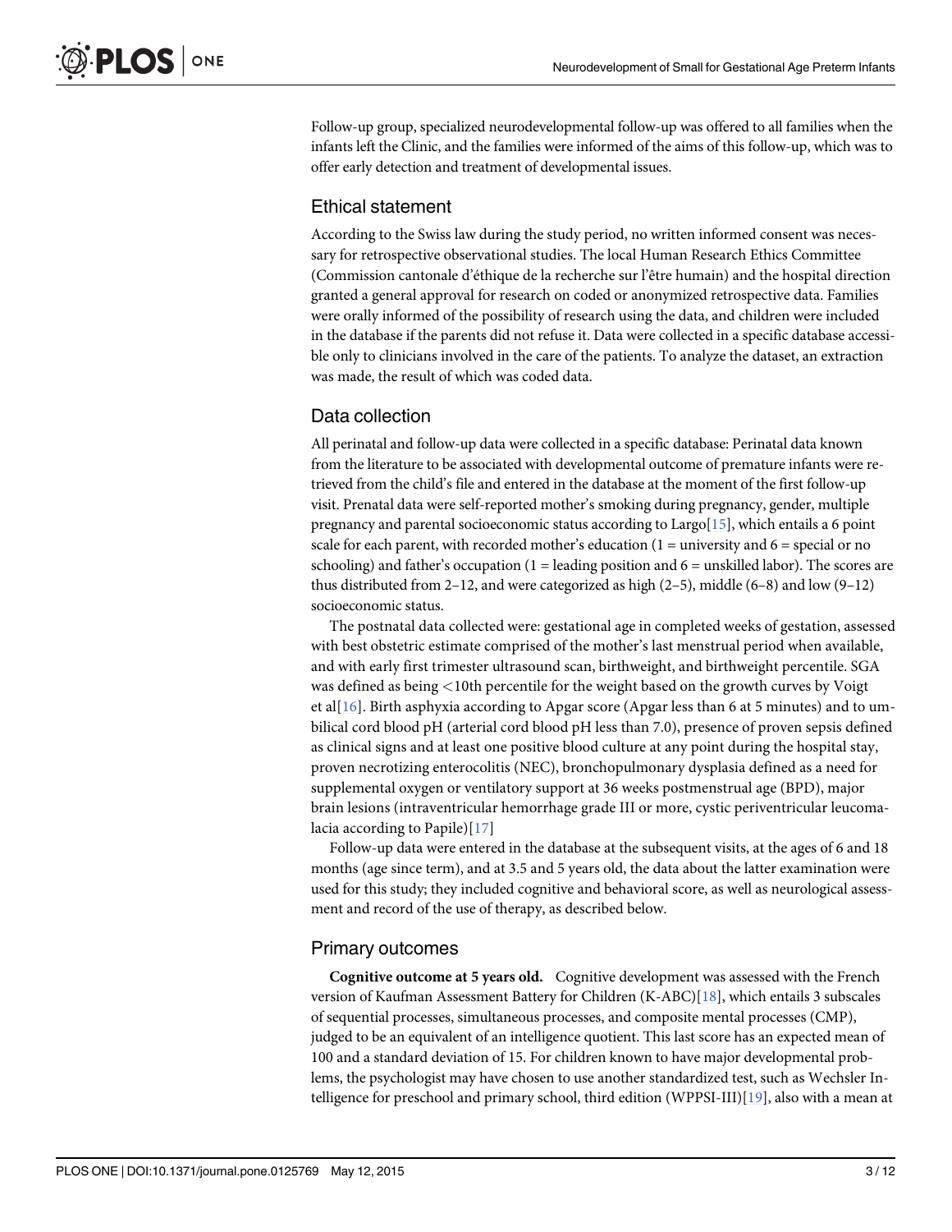Follow-up group, specialized neurodevelopmental follow-up was offered to all families when the infants left the Clinic, and the families were informed of the aims of this follow-up, which was to offer early detection and treatment of developmental issues.

## Ethical statement

According to the Swiss law during the study period, no written informed consent was necessary for retrospective observational studies. The local Human Research Ethics Committee (Commission cantonale d'éthique de la recherche sur l'être humain) and the hospital direction granted a general approval for research on coded or anonymized retrospective data. Families were orally informed of the possibility of research using the data, and children were included in the database if the parents did not refuse it. Data were collected in a specific database accessible only to clinicians involved in the care of the patients. To analyze the dataset, an extraction was made, the result of which was coded data.

## Data collection

All perinatal and follow-up data were collected in a specific database: Perinatal data known from the literature to be associated with developmental outcome of premature infants were retrieved from the child's file and entered in the database at the moment of the first follow-up visit. Prenatal data were self-reported mother's smoking during pregnancy, gender, multiple pregnancy and parental socioeconomic status according to Largo[15], which entails a 6 point scale for each parent, with recorded mother's education (1 = university and 6 = special or no schooling) and father's occupation (1 = leading position and 6 = unskilled labor). The scores are thus distributed from 2–12, and were categorized as high (2–5), middle (6–8) and low (9–12) socioeconomic status.

The postnatal data collected were: gestational age in completed weeks of gestation, assessed with best obstetric estimate comprised of the mother's last menstrual period when available, and with early first trimester ultrasound scan, birthweight, and birthweight percentile. SGA was defined as being <10th percentile for the weight based on the growth curves by Voigt et al[16]. Birth asphyxia according to Apgar score (Apgar less than 6 at 5 minutes) and to umbilical cord blood pH (arterial cord blood pH less than 7.0), presence of proven sepsis defined as clinical signs and at least one positive blood culture at any point during the hospital stay, proven necrotizing enterocolitis (NEC), bronchopulmonary dysplasia defined as a need for supplemental oxygen or ventilatory support at 36 weeks postmenstrual age (BPD), major brain lesions (intraventricular hemorrhage grade III or more, cystic periventricular leucomalacia according to Papile)[17]

Follow-up data were entered in the database at the subsequent visits, at the ages of 6 and 18 months (age since term), and at 3.5 and 5 years old, the data about the latter examination were used for this study; they included cognitive and behavioral score, as well as neurological assessment and record of the use of therapy, as described below.

## Primary outcomes

**Cognitive outcome at 5 years old.** Cognitive development was assessed with the French version of Kaufman Assessment Battery for Children (K-ABC)[18], which entails 3 subscales of sequential processes, simultaneous processes, and composite mental processes (CMP), judged to be an equivalent of an intelligence quotient. This last score has an expected mean of 100 and a standard deviation of 15. For children known to have major developmental problems, the psychologist may have chosen to use another standardized test, such as Wechsler Intelligence for preschool and primary school, third edition (WPPSI-III)[19], also with a mean at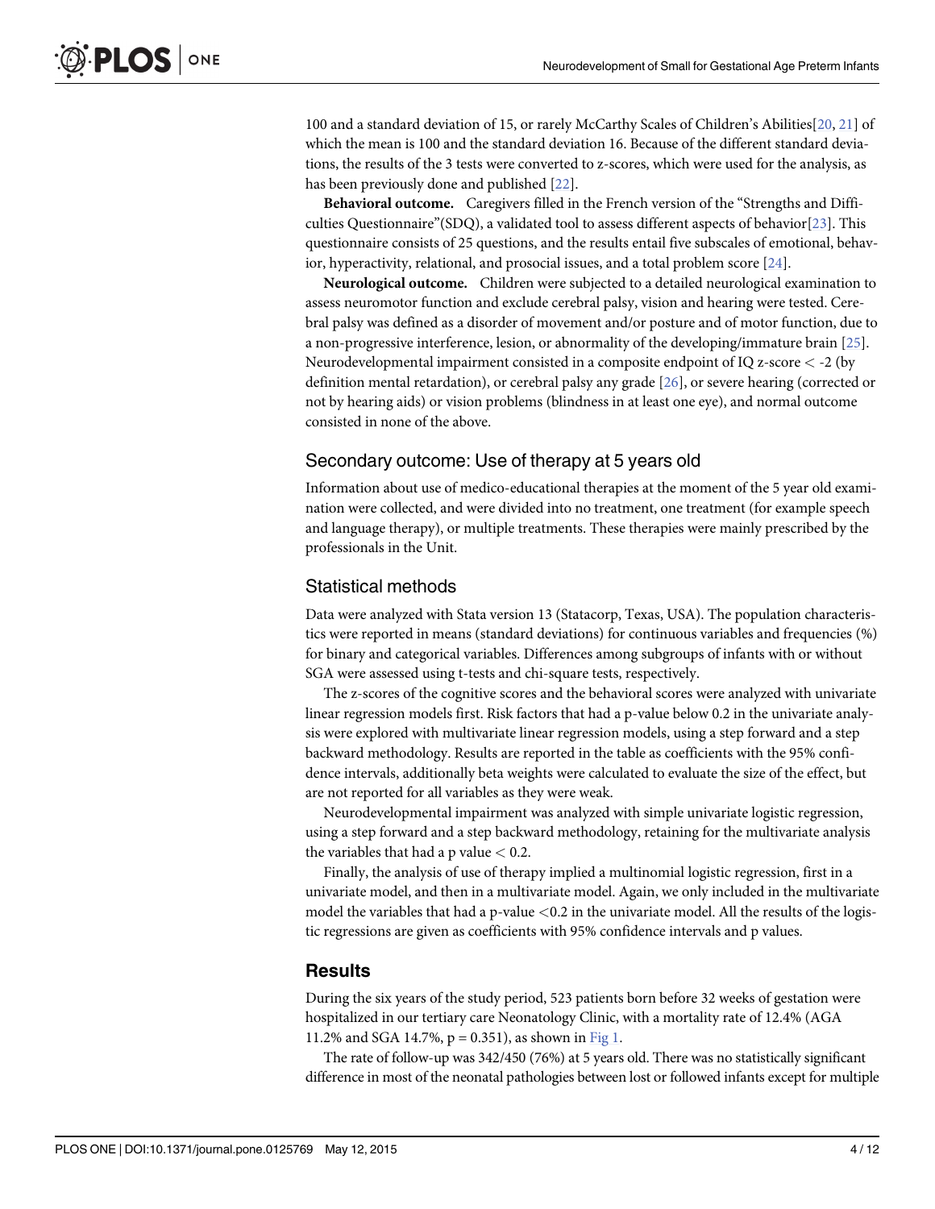100 and a standard deviation of 15, or rarely McCarthy Scales of Children's Abilities[20, 21] of which the mean is 100 and the standard deviation 16. Because of the different standard deviations, the results of the 3 tests were converted to z-scores, which were used for the analysis, as has been previously done and published [22].

**Behavioral outcome.** Caregivers filled in the French version of the "Strengths and Difficulties Questionnaire"(SDQ), a validated tool to assess different aspects of behavior[23]. This questionnaire consists of 25 questions, and the results entail five subscales of emotional, behavior, hyperactivity, relational, and prosocial issues, and a total problem score [24].

**Neurological outcome.** Children were subjected to a detailed neurological examination to assess neuromotor function and exclude cerebral palsy, vision and hearing were tested. Cerebral palsy was defined as a disorder of movement and/or posture and of motor function, due to a non-progressive interference, lesion, or abnormality of the developing/immature brain [25]. Neurodevelopmental impairment consisted in a composite endpoint of IQ z-score < -2 (by definition mental retardation), or cerebral palsy any grade [26], or severe hearing (corrected or not by hearing aids) or vision problems (blindness in at least one eye), and normal outcome consisted in none of the above.

### Secondary outcome: Use of therapy at 5 years old

Information about use of medico-educational therapies at the moment of the 5 year old examination were collected, and were divided into no treatment, one treatment (for example speech and language therapy), or multiple treatments. These therapies were mainly prescribed by the professionals in the Unit.

### Statistical methods

Data were analyzed with Stata version 13 (Statacorp, Texas, USA). The population characteristics were reported in means (standard deviations) for continuous variables and frequencies (%) for binary and categorical variables. Differences among subgroups of infants with or without SGA were assessed using t-tests and chi-square tests, respectively.

The z-scores of the cognitive scores and the behavioral scores were analyzed with univariate linear regression models first. Risk factors that had a p-value below 0.2 in the univariate analysis were explored with multivariate linear regression models, using a step forward and a step backward methodology. Results are reported in the table as coefficients with the 95% confidence intervals, additionally beta weights were calculated to evaluate the size of the effect, but are not reported for all variables as they were weak.

Neurodevelopmental impairment was analyzed with simple univariate logistic regression, using a step forward and a step backward methodology, retaining for the multivariate analysis the variables that had a p value < 0.2.

Finally, the analysis of use of therapy implied a multinomial logistic regression, first in a univariate model, and then in a multivariate model. Again, we only included in the multivariate model the variables that had a p-value <0.2 in the univariate model. All the results of the logistic regressions are given as coefficients with 95% confidence intervals and p values.

## Results

During the six years of the study period, 523 patients born before 32 weeks of gestation were hospitalized in our tertiary care Neonatology Clinic, with a mortality rate of 12.4% (AGA 11.2% and SGA 14.7%, p = 0.351), as shown in Fig 1.

The rate of follow-up was 342/450 (76%) at 5 years old. There was no statistically significant difference in most of the neonatal pathologies between lost or followed infants except for multiple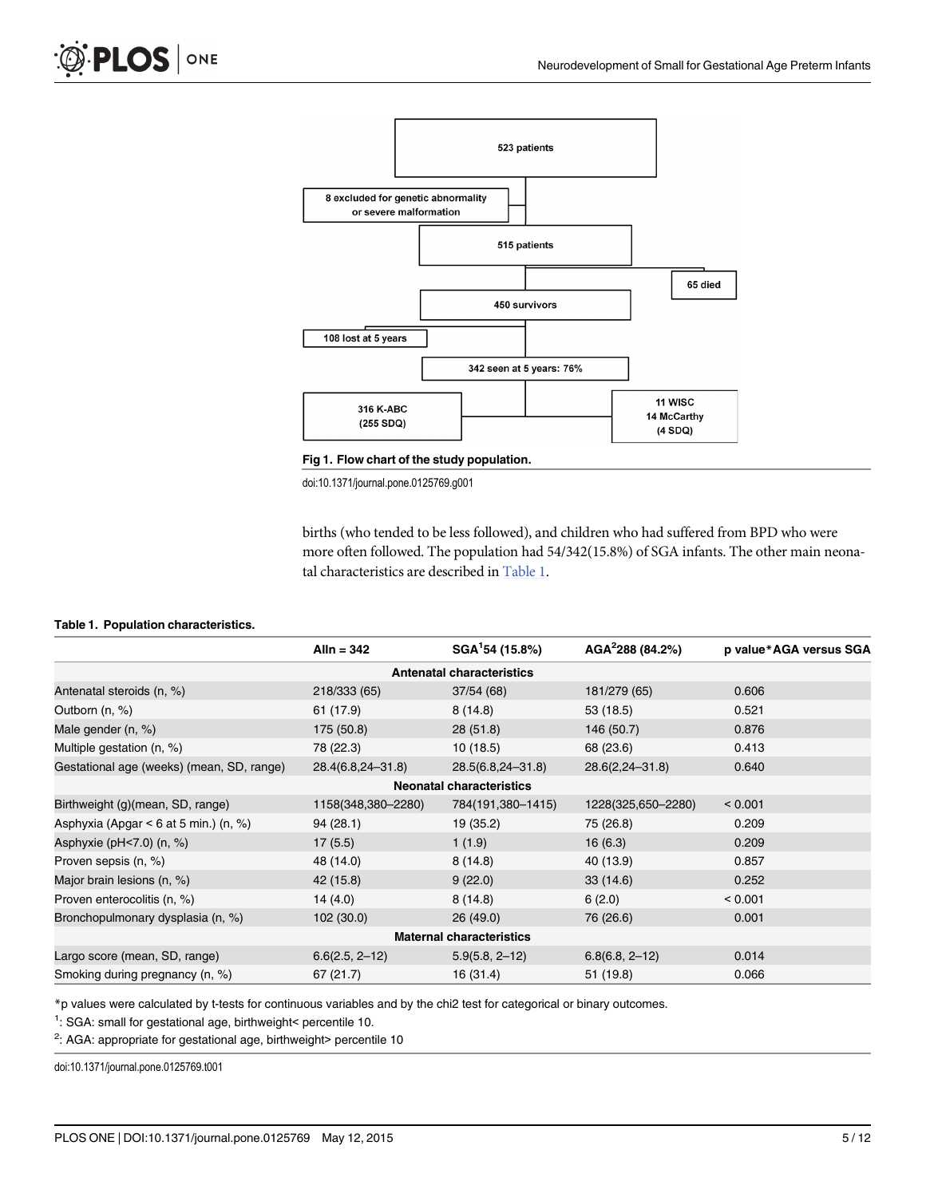Fig 1. Flow chart of the study population.

doi:10.1371/journal.pone.0125769.g001

births (who tended to be less followed), and children who had suffered from BPD who were more often followed. The population had 54/342(15.8%) of SGA infants. The other main neonatal characteristics are described in Table 1.

**Table 1. Population characteristics.**

| | Alln = 342 | SGA[1]54 (15.8%) | AGA[2]288 (84.2%) | p value*AGA versus SGA |
|---|---|---|---|---|
| | | **Antenatal characteristics** | | |
| Antenatal steroids (n, %) | 218/333 (65) | 37/54 (68) | 181/279 (65) | 0.606 |
| Outborn (n, %) | 61 (17.9) | 8 (14.8) | 53 (18.5) | 0.521 |
| Male gender (n, %) | 175 (50.8) | 28 (51.8) | 146 (50.7) | 0.876 |
| Multiple gestation (n, %) | 78 (22.3) | 10 (18.5) | 68 (23.6) | 0.413 |
| Gestational age (weeks) (mean, SD, range) | 28.4(6.8,24–31.8) | 28.5(6.8,24–31.8) | 28.6(2,24–31.8) | 0.640 |
| | | **Neonatal characteristics** | | |
| Birthweight (g)(mean, SD, range) | 1158(348,380–2280) | 784(191,380–1415) | 1228(325,650–2280) | < 0.001 |
| Asphyxia (Apgar < 6 at 5 min.) (n, %) | 94 (28.1) | 19 (35.2) | 75 (26.8) | 0.209 |
| Asphyxie (pH<7.0) (n, %) | 17 (5.5) | 1 (1.9) | 16 (6.3) | 0.209 |
| Proven sepsis (n, %) | 48 (14.0) | 8 (14.8) | 40 (13.9) | 0.857 |
| Major brain lesions (n, %) | 42 (15.8) | 9 (22.0) | 33 (14.6) | 0.252 |
| Proven enterocolitis (n, %) | 14 (4.0) | 8 (14.8) | 6 (2.0) | < 0.001 |
| Bronchopulmonary dysplasia (n, %) | 102 (30.0) | 26 (49.0) | 76 (26.6) | 0.001 |
| | | **Maternal characteristics** | | |
| Largo score (mean, SD, range) | 6.6(2.5, 2–12) | 5.9(5.8, 2–12) | 6.8(6.8, 2–12) | 0.014 |
| Smoking during pregnancy (n, %) | 67 (21.7) | 16 (31.4) | 51 (19.8) | 0.066 |

*p values were calculated by t-tests for continuous variables and by the chi2 test for categorical or binary outcomes.

[1]: SGA: small for gestational age, birthweight< percentile 10.

[2]: AGA: appropriate for gestational age, birthweight> percentile 10

doi:10.1371/journal.pone.0125769.t001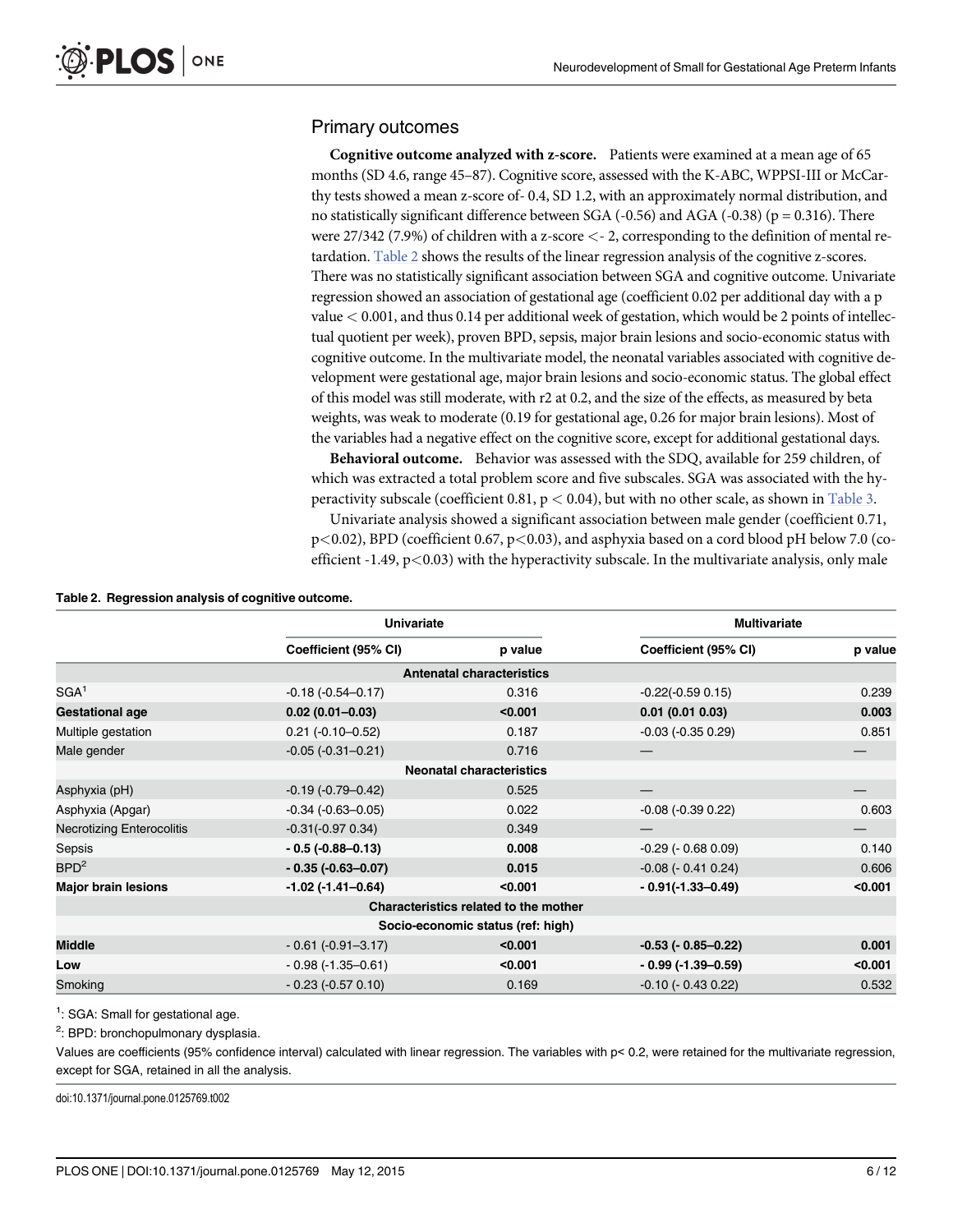## Primary outcomes

**Cognitive outcome analyzed with z-score.** Patients were examined at a mean age of 65 months (SD 4.6, range 45–87). Cognitive score, assessed with the K-ABC, WPPSI-III or McCarthy tests showed a mean z-score of- 0.4, SD 1.2, with an approximately normal distribution, and no statistically significant difference between SGA (-0.56) and AGA (-0.38) ($p = 0.316$). There were 27/342 (7.9%) of children with a z-score <- 2, corresponding to the definition of mental retardation. Table 2 shows the results of the linear regression analysis of the cognitive z-scores. There was no statistically significant association between SGA and cognitive outcome. Univariate regression showed an association of gestational age (coefficient 0.02 per additional day with a p value < 0.001, and thus 0.14 per additional week of gestation, which would be 2 points of intellectual quotient per week), proven BPD, sepsis, major brain lesions and socio-economic status with cognitive outcome. In the multivariate model, the neonatal variables associated with cognitive development were gestational age, major brain lesions and socio-economic status. The global effect of this model was still moderate, with r2 at 0.2, and the size of the effects, as measured by beta weights, was weak to moderate (0.19 for gestational age, 0.26 for major brain lesions). Most of the variables had a negative effect on the cognitive score, except for additional gestational days.

**Behavioral outcome.** Behavior was assessed with the SDQ, available for 259 children, of which was extracted a total problem score and five subscales. SGA was associated with the hyperactivity subscale (coefficient 0.81, $p < 0.04$), but with no other scale, as shown in Table 3.

Univariate analysis showed a significant association between male gender (coefficient 0.71, $p<0.02$), BPD (coefficient 0.67, $p<0.03$), and asphyxia based on a cord blood pH below 7.0 (coefficient -1.49, $p<0.03$) with the hyperactivity subscale. In the multivariate analysis, only male

**Table 2. Regression analysis of cognitive outcome.**

| | Univariate | | Multivariate | |
|---|---|---|---|---|
| | Coefficient (95% CI) | p value | Coefficient (95% CI) | p value |
| **Antenatal characteristics** | | | | |
| SGA[1] | -0.18 (-0.54–0.17) | 0.316 | -0.22(-0.59 0.15) | 0.239 |
| **Gestational age** | **0.02 (0.01–0.03)** | **<0.001** | **0.01 (0.01 0.03)** | **0.003** |
| Multiple gestation | 0.21 (-0.10–0.52) | 0.187 | -0.03 (-0.35 0.29) | 0.851 |
| Male gender | -0.05 (-0.31–0.21) | 0.716 | — | — |
| **Neonatal characteristics** | | | | |
| Asphyxia (pH) | -0.19 (-0.79–0.42) | 0.525 | — | — |
| Asphyxia (Apgar) | -0.34 (-0.63–0.05) | 0.022 | -0.08 (-0.39 0.22) | 0.603 |
| Necrotizing Enterocolitis | -0.31(-0.97 0.34) | 0.349 | — | — |
| Sepsis | **- 0.5 (-0.88–0.13)** | **0.008** | -0.29 (- 0.68 0.09) | 0.140 |
| BPD[2] | **- 0.35 (-0.63–0.07)** | **0.015** | -0.08 (- 0.41 0.24) | 0.606 |
| **Major brain lesions** | **-1.02 (-1.41–0.64)** | **<0.001** | **- 0.91(-1.33–0.49)** | **<0.001** |
| **Characteristics related to the mother** | | | | |
| **Socio-economic status (ref: high)** | | | | |
| **Middle** | - 0.61 (-0.91–3.17) | **<0.001** | **-0.53 (- 0.85–0.22)** | **0.001** |
| **Low** | - 0.98 (-1.35–0.61) | **<0.001** | **- 0.99 (-1.39–0.59)** | **<0.001** |
| Smoking | - 0.23 (-0.57 0.10) | 0.169 | -0.10 (- 0.43 0.22) | 0.532 |

[1]: SGA: Small for gestational age.

[2]: BPD: bronchopulmonary dysplasia.

Values are coefficients (95% confidence interval) calculated with linear regression. The variables with p< 0.2, were retained for the multivariate regression, except for SGA, retained in all the analysis.

doi:10.1371/journal.pone.0125769.t002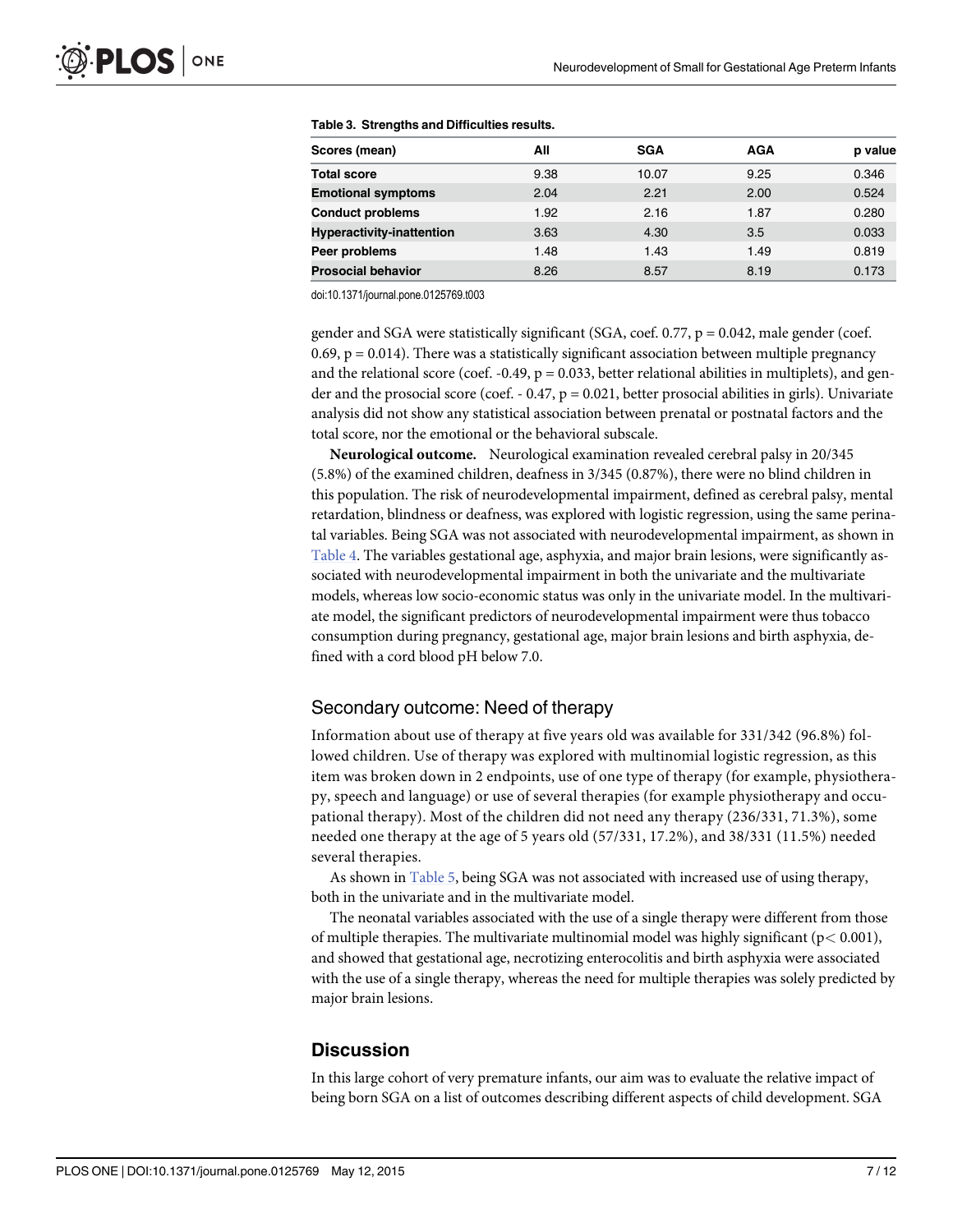**Table 3. Strengths and Difficulties results.**

| Scores (mean) | All | SGA | AGA | p value |
|---|---|---|---|---|
| **Total score** | 9.38 | 10.07 | 9.25 | 0.346 |
| **Emotional symptoms** | 2.04 | 2.21 | 2.00 | 0.524 |
| **Conduct problems** | 1.92 | 2.16 | 1.87 | 0.280 |
| **Hyperactivity-inattention** | 3.63 | 4.30 | 3.5 | 0.033 |
| **Peer problems** | 1.48 | 1.43 | 1.49 | 0.819 |
| **Prosocial behavior** | 8.26 | 8.57 | 8.19 | 0.173 |

doi:10.1371/journal.pone.0125769.t003

gender and SGA were statistically significant (SGA, coef. 0.77, $p = 0.042$, male gender (coef. 0.69, $p = 0.014$). There was a statistically significant association between multiple pregnancy and the relational score (coef. -0.49, $p = 0.033$, better relational abilities in multiplets), and gender and the prosocial score (coef. - 0.47, $p = 0.021$, better prosocial abilities in girls). Univariate analysis did not show any statistical association between prenatal or postnatal factors and the total score, nor the emotional or the behavioral subscale.

**Neurological outcome.** Neurological examination revealed cerebral palsy in 20/345 (5.8%) of the examined children, deafness in 3/345 (0.87%), there were no blind children in this population. The risk of neurodevelopmental impairment, defined as cerebral palsy, mental retardation, blindness or deafness, was explored with logistic regression, using the same perinatal variables. Being SGA was not associated with neurodevelopmental impairment, as shown in Table 4. The variables gestational age, asphyxia, and major brain lesions, were significantly associated with neurodevelopmental impairment in both the univariate and the multivariate models, whereas low socio-economic status was only in the univariate model. In the multivariate model, the significant predictors of neurodevelopmental impairment were thus tobacco consumption during pregnancy, gestational age, major brain lesions and birth asphyxia, defined with a cord blood pH below 7.0.

## Secondary outcome: Need of therapy

Information about use of therapy at five years old was available for 331/342 (96.8%) followed children. Use of therapy was explored with multinomial logistic regression, as this item was broken down in 2 endpoints, use of one type of therapy (for example, physiotherapy, speech and language) or use of several therapies (for example physiotherapy and occupational therapy). Most of the children did not need any therapy (236/331, 71.3%), some needed one therapy at the age of 5 years old (57/331, 17.2%), and 38/331 (11.5%) needed several therapies.

As shown in Table 5, being SGA was not associated with increased use of using therapy, both in the univariate and in the multivariate model.

The neonatal variables associated with the use of a single therapy were different from those of multiple therapies. The multivariate multinomial model was highly significant ($p < 0.001$), and showed that gestational age, necrotizing enterocolitis and birth asphyxia were associated with the use of a single therapy, whereas the need for multiple therapies was solely predicted by major brain lesions.

## Discussion

In this large cohort of very premature infants, our aim was to evaluate the relative impact of being born SGA on a list of outcomes describing different aspects of child development. SGA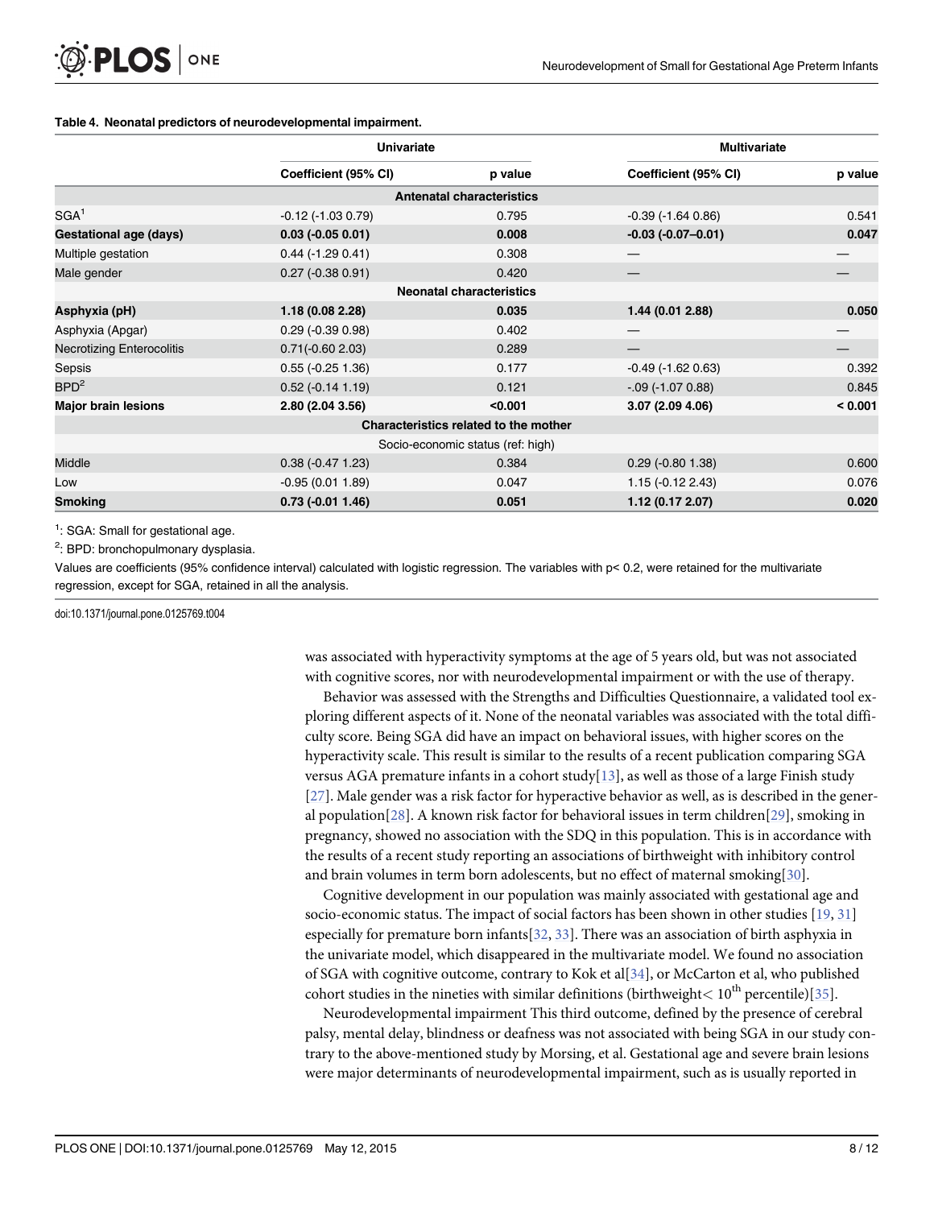**Table 4. Neonatal predictors of neurodevelopmental impairment.**

| | Univariate | | Multivariate | |
|---|---|---|---|---|
| | Coefficient (95% CI) | p value | Coefficient (95% CI) | p value |
| **Antenatal characteristics** | | | | |
| SGA[1] | -0.12 (-1.03 0.79) | 0.795 | -0.39 (-1.64 0.86) | 0.541 |
| **Gestational age (days)** | **0.03 (-0.05 0.01)** | **0.008** | **-0.03 (-0.07–0.01)** | **0.047** |
| Multiple gestation | 0.44 (-1.29 0.41) | 0.308 | — | — |
| Male gender | 0.27 (-0.38 0.91) | 0.420 | — | — |
| **Neonatal characteristics** | | | | |
| **Asphyxia (pH)** | **1.18 (0.08 2.28)** | **0.035** | **1.44 (0.01 2.88)** | **0.050** |
| Asphyxia (Apgar) | 0.29 (-0.39 0.98) | 0.402 | — | — |
| Necrotizing Enterocolitis | 0.71(-0.60 2.03) | 0.289 | — | — |
| Sepsis | 0.55 (-0.25 1.36) | 0.177 | -0.49 (-1.62 0.63) | 0.392 |
| BPD[2] | 0.52 (-0.14 1.19) | 0.121 | -.09 (-1.07 0.88) | 0.845 |
| **Major brain lesions** | **2.80 (2.04 3.56)** | **<0.001** | **3.07 (2.09 4.06)** | **< 0.001** |
| **Characteristics related to the mother** | | | | |
| Socio-economic status (ref: high) | | | | |
| Middle | 0.38 (-0.47 1.23) | 0.384 | 0.29 (-0.80 1.38) | 0.600 |
| Low | -0.95 (0.01 1.89) | 0.047 | 1.15 (-0.12 2.43) | 0.076 |
| **Smoking** | **0.73 (-0.01 1.46)** | **0.051** | **1.12 (0.17 2.07)** | **0.020** |

[1]: SGA: Small for gestational age.

[2]: BPD: bronchopulmonary dysplasia.

Values are coefficients (95% confidence interval) calculated with logistic regression. The variables with p< 0.2, were retained for the multivariate regression, except for SGA, retained in all the analysis.

doi:10.1371/journal.pone.0125769.t004

was associated with hyperactivity symptoms at the age of 5 years old, but was not associated with cognitive scores, nor with neurodevelopmental impairment or with the use of therapy.

Behavior was assessed with the Strengths and Difficulties Questionnaire, a validated tool exploring different aspects of it. None of the neonatal variables was associated with the total difficulty score. Being SGA did have an impact on behavioral issues, with higher scores on the hyperactivity scale. This result is similar to the results of a recent publication comparing SGA versus AGA premature infants in a cohort study[13], as well as those of a large Finish study [27]. Male gender was a risk factor for hyperactive behavior as well, as is described in the general population[28]. A known risk factor for behavioral issues in term children[29], smoking in pregnancy, showed no association with the SDQ in this population. This is in accordance with the results of a recent study reporting an associations of birthweight with inhibitory control and brain volumes in term born adolescents, but no effect of maternal smoking[30].

Cognitive development in our population was mainly associated with gestational age and socio-economic status. The impact of social factors has been shown in other studies [19, 31] especially for premature born infants[32, 33]. There was an association of birth asphyxia in the univariate model, which disappeared in the multivariate model. We found no association of SGA with cognitive outcome, contrary to Kok et al[34], or McCarton et al, who published cohort studies in the nineties with similar definitions (birthweight< $10^{th}$ percentile)[35].

Neurodevelopmental impairment This third outcome, defined by the presence of cerebral palsy, mental delay, blindness or deafness was not associated with being SGA in our study contrary to the above-mentioned study by Morsing, et al. Gestational age and severe brain lesions were major determinants of neurodevelopmental impairment, such as is usually reported in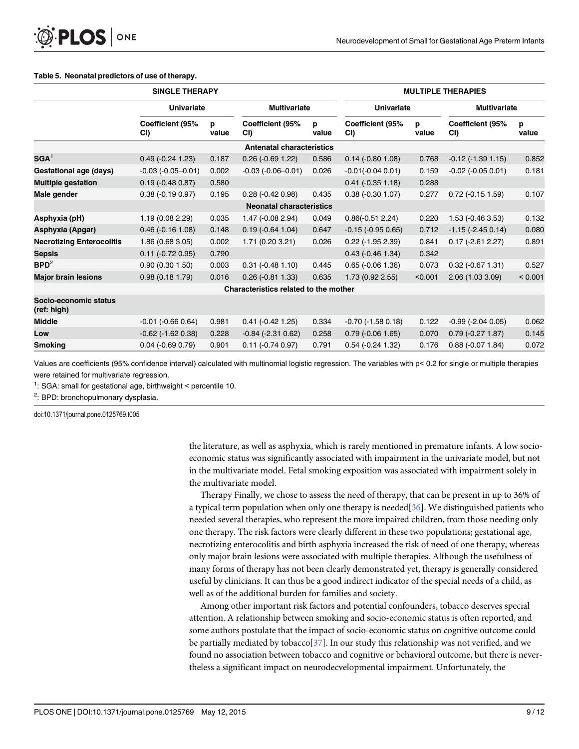**Table 5. Neonatal predictors of use of therapy.**

| | SINGLE THERAPY | | | | MULTIPLE THERAPIES | | | |
|---|---|---|---|---|---|---|---|---|
| | Univariate | | Multivariate | | Univariate | | Multivariate | |
| | Coefficient (95% CI) | p value | Coefficient (95% CI) | p value | Coefficient (95% CI) | p value | Coefficient (95% CI) | p value |
| **Antenatal characteristics** | | | | | | | | |
| **SGA**[1] | 0.49 (-0.24 1.23) | 0.187 | 0.26 (-0.69 1.22) | 0.586 | 0.14 (-0.80 1.08) | 0.768 | -0.12 (-1.39 1.15) | 0.852 |
| **Gestational age (days)** | -0.03 (-0.05–0.01) | 0.002 | -0.03 (-0.06–0.01) | 0.026 | -0.01(-0.04 0.01) | 0.159 | -0.02 (-0.05 0.01) | 0.181 |
| **Multiple gestation** | 0.19 (-0.48 0.87) | 0.580 | | | 0.41 (-0.35 1.18) | 0.288 | | |
| **Male gender** | 0.38 (-0.19 0.97) | 0.195 | 0.28 (-0.42 0.98) | 0.435 | 0.38 (-0.30 1.07) | 0.277 | 0.72 (-0.15 1.59) | 0.107 |
| **Neonatal characteristics** | | | | | | | | |
| **Asphyxia (pH)** | 1.19 (0.08 2.29) | 0.035 | 1.47 (-0.08 2.94) | 0.049 | 0.86(-0.51 2.24) | 0.220 | 1.53 (-0.46 3.53) | 0.132 |
| **Asphyxia (Apgar)** | 0.46 (-0.16 1.08) | 0.148 | 0.19 (-0.64 1.04) | 0.647 | -0.15 (-0.95 0.65) | 0.712 | -1.15 (-2.45 0.14) | 0.080 |
| **Necrotizing Enterocolitis** | 1.86 (0.68 3.05) | 0.002 | 1.71 (0.20 3.21) | 0.026 | 0.22 (-1.95 2.39) | 0.841 | 0.17 (-2.61 2.27) | 0.891 |
| **Sepsis** | 0.11 (-0.72 0.95) | 0.790 | | | 0.43 (-0.46 1.34) | 0.342 | | |
| **BPD**[2] | 0.90 (0.30 1.50) | 0.003 | 0.31 (-0.48 1.10) | 0.445 | 0.65 (-0.06 1.36) | 0.073 | 0.32 (-0.67 1.31) | 0.527 |
| **Major brain lesions** | 0.98 (0.18 1.79) | 0.016 | 0.26 (-0.81 1.33) | 0.635 | 1.73 (0.92 2.55) | <0.001 | 2.06 (1.03 3.09) | < 0.001 |
| **Characteristics related to the mother** | | | | | | | | |
| **Socio-economic status (ref: high)** | | | | | | | | |
| **Middle** | -0.01 (-0.66 0.64) | 0.981 | 0.41 (-0.42 1.25) | 0.334 | -0.70 (-1.58 0.18) | 0.122 | -0.99 (-2.04 0.05) | 0.062 |
| **Low** | -0.62 (-1.62 0.38) | 0.228 | -0.84 (-2.31 0.62) | 0.258 | 0.79 (-0.06 1.65) | 0.070 | 0.79 (-0.27 1.87) | 0.145 |
| **Smoking** | 0.04 (-0.69 0.79) | 0.901 | 0.11 (-0.74 0.97) | 0.791 | 0.54 (-0.24 1.32) | 0.176 | 0.88 (-0.07 1.84) | 0.072 |

Values are coefficients (95% confidence interval) calculated with multinomial logistic regression. The variables with p< 0.2 for single or multiple therapies were retained for multivariate regression.

[1]: SGA: small for gestational age, birthweight < percentile 10.

[2]: BPD: bronchopulmonary dysplasia.

doi:10.1371/journal.pone.0125769.t005

the literature, as well as asphyxia, which is rarely mentioned in premature infants. A low socio-economic status was significantly associated with impairment in the univariate model, but not in the multivariate model. Fetal smoking exposition was associated with impairment solely in the multivariate model.

Therapy Finally, we chose to assess the need of therapy, that can be present in up to 36% of a typical term population when only one therapy is needed[36]. We distinguished patients who needed several therapies, who represent the more impaired children, from those needing only one therapy. The risk factors were clearly different in these two populations; gestational age, necrotizing enterocolitis and birth asphyxia increased the risk of need of one therapy, whereas only major brain lesions were associated with multiple therapies. Although the usefulness of many forms of therapy has not been clearly demonstrated yet, therapy is generally considered useful by clinicians. It can thus be a good indirect indicator of the special needs of a child, as well as of the additional burden for families and society.

Among other important risk factors and potential confounders, tobacco deserves special attention. A relationship between smoking and socio-economic status is often reported, and some authors postulate that the impact of socio-economic status on cognitive outcome could be partially mediated by tobacco[37]. In our study this relationship was not verified, and we found no association between tobacco and cognitive or behavioral outcome, but there is nevertheless a significant impact on neurodecvelopmental impairment. Unfortunately, the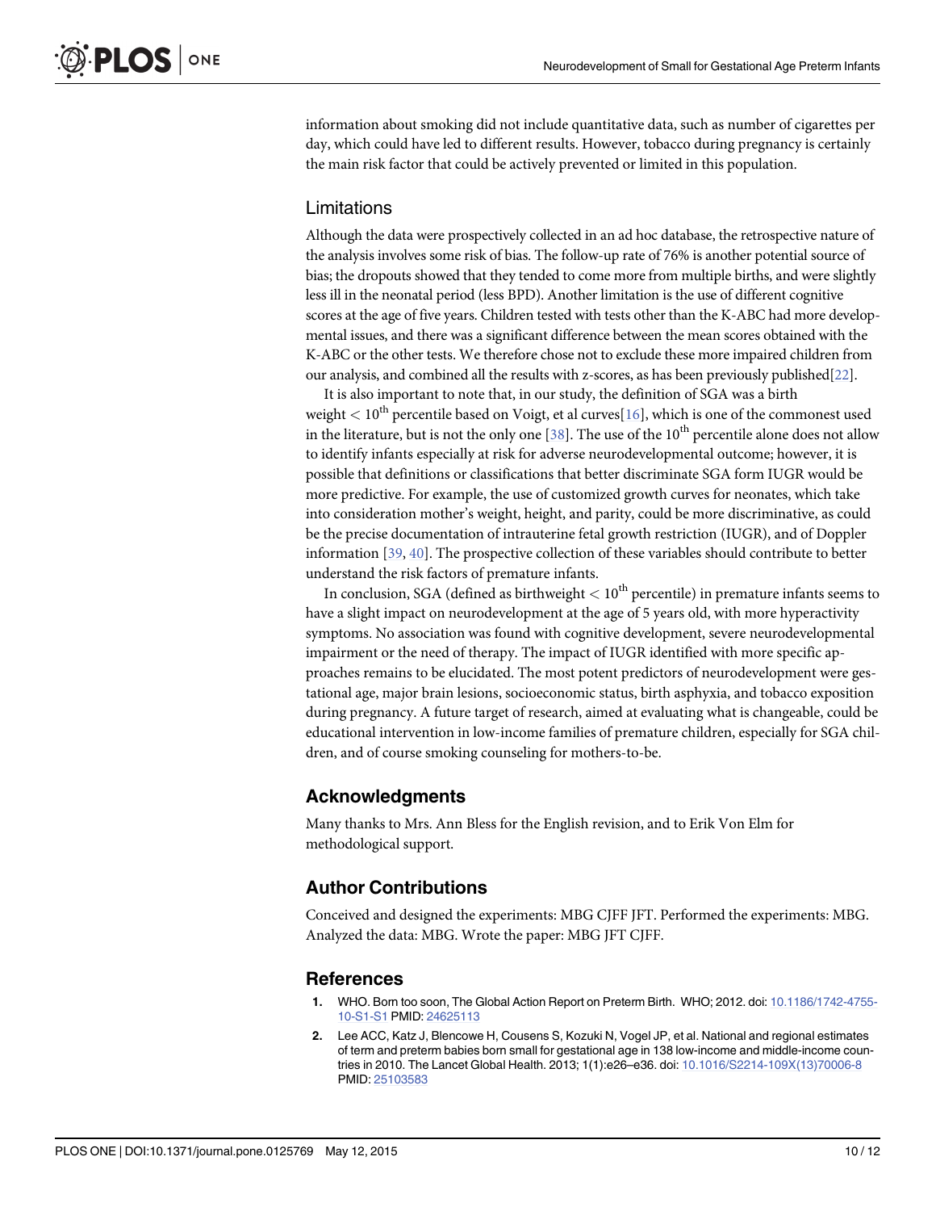information about smoking did not include quantitative data, such as number of cigarettes per day, which could have led to different results. However, tobacco during pregnancy is certainly the main risk factor that could be actively prevented or limited in this population.

## Limitations

Although the data were prospectively collected in an ad hoc database, the retrospective nature of the analysis involves some risk of bias. The follow-up rate of 76% is another potential source of bias; the dropouts showed that they tended to come more from multiple births, and were slightly less ill in the neonatal period (less BPD). Another limitation is the use of different cognitive scores at the age of five years. Children tested with tests other than the K-ABC had more developmental issues, and there was a significant difference between the mean scores obtained with the K-ABC or the other tests. We therefore chose not to exclude these more impaired children from our analysis, and combined all the results with z-scores, as has been previously published[22].

It is also important to note that, in our study, the definition of SGA was a birth weight $< 10^{th}$ percentile based on Voigt, et al curves[16], which is one of the commonest used in the literature, but is not the only one [38]. The use of the $10^{th}$ percentile alone does not allow to identify infants especially at risk for adverse neurodevelopmental outcome; however, it is possible that definitions or classifications that better discriminate SGA form IUGR would be more predictive. For example, the use of customized growth curves for neonates, which take into consideration mother's weight, height, and parity, could be more discriminative, as could be the precise documentation of intrauterine fetal growth restriction (IUGR), and of Doppler information [39, 40]. The prospective collection of these variables should contribute to better understand the risk factors of premature infants.

In conclusion, SGA (defined as birthweight $< 10^{th}$ percentile) in premature infants seems to have a slight impact on neurodevelopment at the age of 5 years old, with more hyperactivity symptoms. No association was found with cognitive development, severe neurodevelopmental impairment or the need of therapy. The impact of IUGR identified with more specific approaches remains to be elucidated. The most potent predictors of neurodevelopment were gestational age, major brain lesions, socioeconomic status, birth asphyxia, and tobacco exposition during pregnancy. A future target of research, aimed at evaluating what is changeable, could be educational intervention in low-income families of premature children, especially for SGA children, and of course smoking counseling for mothers-to-be.

## Acknowledgments

Many thanks to Mrs. Ann Bless for the English revision, and to Erik Von Elm for methodological support.

## Author Contributions

Conceived and designed the experiments: MBG CJFF JFT. Performed the experiments: MBG. Analyzed the data: MBG. Wrote the paper: MBG JFT CJFF.

## References

1. WHO. Born too soon, The Global Action Report on Preterm Birth. WHO; 2012. doi: 10.1186/1742-4755-10-S1-S1 PMID: 24625113
2. Lee ACC, Katz J, Blencowe H, Cousens S, Kozuki N, Vogel JP, et al. National and regional estimates of term and preterm babies born small for gestational age in 138 low-income and middle-income countries in 2010. The Lancet Global Health. 2013; 1(1):e26–e36. doi: 10.1016/S2214-109X(13)70006-8 PMID: 25103583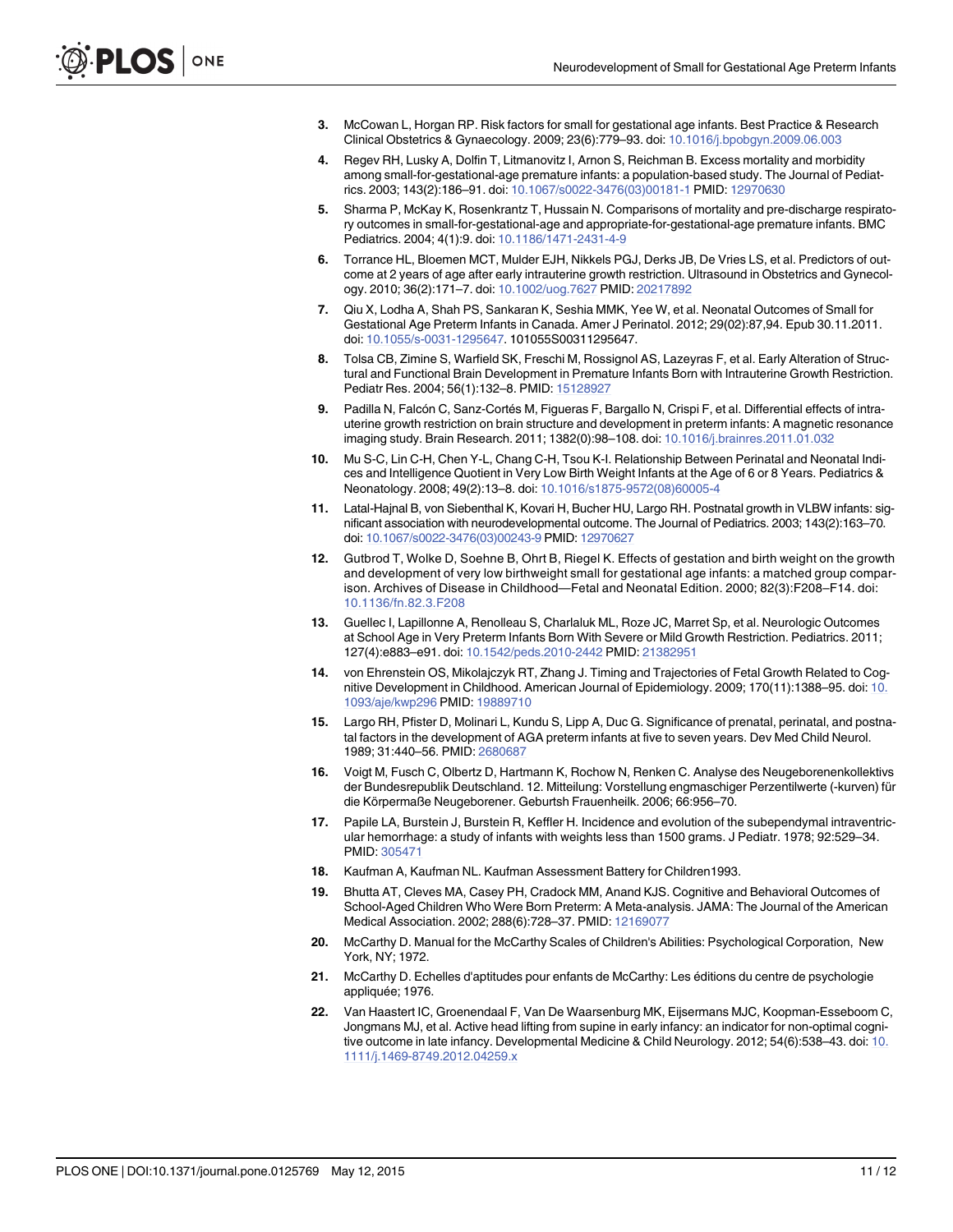3. McCowan L, Horgan RP. Risk factors for small for gestational age infants. Best Practice & Research Clinical Obstetrics & Gynaecology. 2009; 23(6):779–93. doi: 10.1016/j.bpobgyn.2009.06.003
4. Regev RH, Lusky A, Dolfin T, Litmanovitz I, Arnon S, Reichman B. Excess mortality and morbidity among small-for-gestational-age premature infants: a population-based study. The Journal of Pediatrics. 2003; 143(2):186–91. doi: 10.1067/s0022-3476(03)00181-1 PMID: 12970630
5. Sharma P, McKay K, Rosenkrantz T, Hussain N. Comparisons of mortality and pre-discharge respiratory outcomes in small-for-gestational-age and appropriate-for-gestational-age premature infants. BMC Pediatrics. 2004; 4(1):9. doi: 10.1186/1471-2431-4-9
6. Torrance HL, Bloemen MCT, Mulder EJH, Nikkels PGJ, Derks JB, De Vries LS, et al. Predictors of outcome at 2 years of age after early intrauterine growth restriction. Ultrasound in Obstetrics and Gynecology. 2010; 36(2):171–7. doi: 10.1002/uog.7627 PMID: 20217892
7. Qiu X, Lodha A, Shah PS, Sankaran K, Seshia MMK, Yee W, et al. Neonatal Outcomes of Small for Gestational Age Preterm Infants in Canada. Amer J Perinatol. 2012; 29(02):87,94. Epub 30.11.2011. doi: 10.1055/s-0031-1295647. 101055S00311295647.
8. Tolsa CB, Zimine S, Warfield SK, Freschi M, Rossignol AS, Lazeyras F, et al. Early Alteration of Structural and Functional Brain Development in Premature Infants Born with Intrauterine Growth Restriction. Pediatr Res. 2004; 56(1):132–8. PMID: 15128927
9. Padilla N, Falcón C, Sanz-Cortés M, Figueras F, Bargallo N, Crispi F, et al. Differential effects of intrauterine growth restriction on brain structure and development in preterm infants: A magnetic resonance imaging study. Brain Research. 2011; 1382(0):98–108. doi: 10.1016/j.brainres.2011.01.032
10. Mu S-C, Lin C-H, Chen Y-L, Chang C-H, Tsou K-I. Relationship Between Perinatal and Neonatal Indices and Intelligence Quotient in Very Low Birth Weight Infants at the Age of 6 or 8 Years. Pediatrics & Neonatology. 2008; 49(2):13–8. doi: 10.1016/s1875-9572(08)60005-4
11. Latal-Hajnal B, von Siebenthal K, Kovari H, Bucher HU, Largo RH. Postnatal growth in VLBW infants: significant association with neurodevelopmental outcome. The Journal of Pediatrics. 2003; 143(2):163–70. doi: 10.1067/s0022-3476(03)00243-9 PMID: 12970627
12. Gutbrod T, Wolke D, Soehne B, Ohrt B, Riegel K. Effects of gestation and birth weight on the growth and development of very low birthweight small for gestational age infants: a matched group comparison. Archives of Disease in Childhood—Fetal and Neonatal Edition. 2000; 82(3):F208–F14. doi: 10.1136/fn.82.3.F208
13. Guellec I, Lapillonne A, Renolleau S, Charlaluk ML, Roze JC, Marret Sp, et al. Neurologic Outcomes at School Age in Very Preterm Infants Born With Severe or Mild Growth Restriction. Pediatrics. 2011; 127(4):e883–e91. doi: 10.1542/peds.2010-2442 PMID: 21382951
14. von Ehrenstein OS, Mikolajczyk RT, Zhang J. Timing and Trajectories of Fetal Growth Related to Cognitive Development in Childhood. American Journal of Epidemiology. 2009; 170(11):1388–95. doi: 10.1093/aje/kwp296 PMID: 19889710
15. Largo RH, Pfister D, Molinari L, Kundu S, Lipp A, Duc G. Significance of prenatal, perinatal, and postnatal factors in the development of AGA preterm infants at five to seven years. Dev Med Child Neurol. 1989; 31:440–56. PMID: 2680687
16. Voigt M, Fusch C, Olbertz D, Hartmann K, Rochow N, Renken C. Analyse des Neugeborenenkollektivs der Bundesrepublik Deutschland. 12. Mitteilung: Vorstellung engmaschiger Perzentilwerte (-kurven) für die Körpermaße Neugeborener. Geburtsh Frauenheilk. 2006; 66:956–70.
17. Papile LA, Burstein J, Burstein R, Keffler H. Incidence and evolution of the subependymal intraventricular hemorrhage: a study of infants with weights less than 1500 grams. J Pediatr. 1978; 92:529–34. PMID: 305471
18. Kaufman A, Kaufman NL. Kaufman Assessment Battery for Children1993.
19. Bhutta AT, Cleves MA, Casey PH, Cradock MM, Anand KJS. Cognitive and Behavioral Outcomes of School-Aged Children Who Were Born Preterm: A Meta-analysis. JAMA: The Journal of the American Medical Association. 2002; 288(6):728–37. PMID: 12169077
20. McCarthy D. Manual for the McCarthy Scales of Children's Abilities: Psychological Corporation, New York, NY; 1972.
21. McCarthy D. Echelles d'aptitudes pour enfants de McCarthy: Les éditions du centre de psychologie appliquée; 1976.
22. Van Haastert IC, Groenendaal F, Van De Waarsenburg MK, Eijsermans MJC, Koopman-Esseboom C, Jongmans MJ, et al. Active head lifting from supine in early infancy: an indicator for non-optimal cognitive outcome in late infancy. Developmental Medicine & Child Neurology. 2012; 54(6):538–43. doi: 10.1111/j.1469-8749.2012.04259.x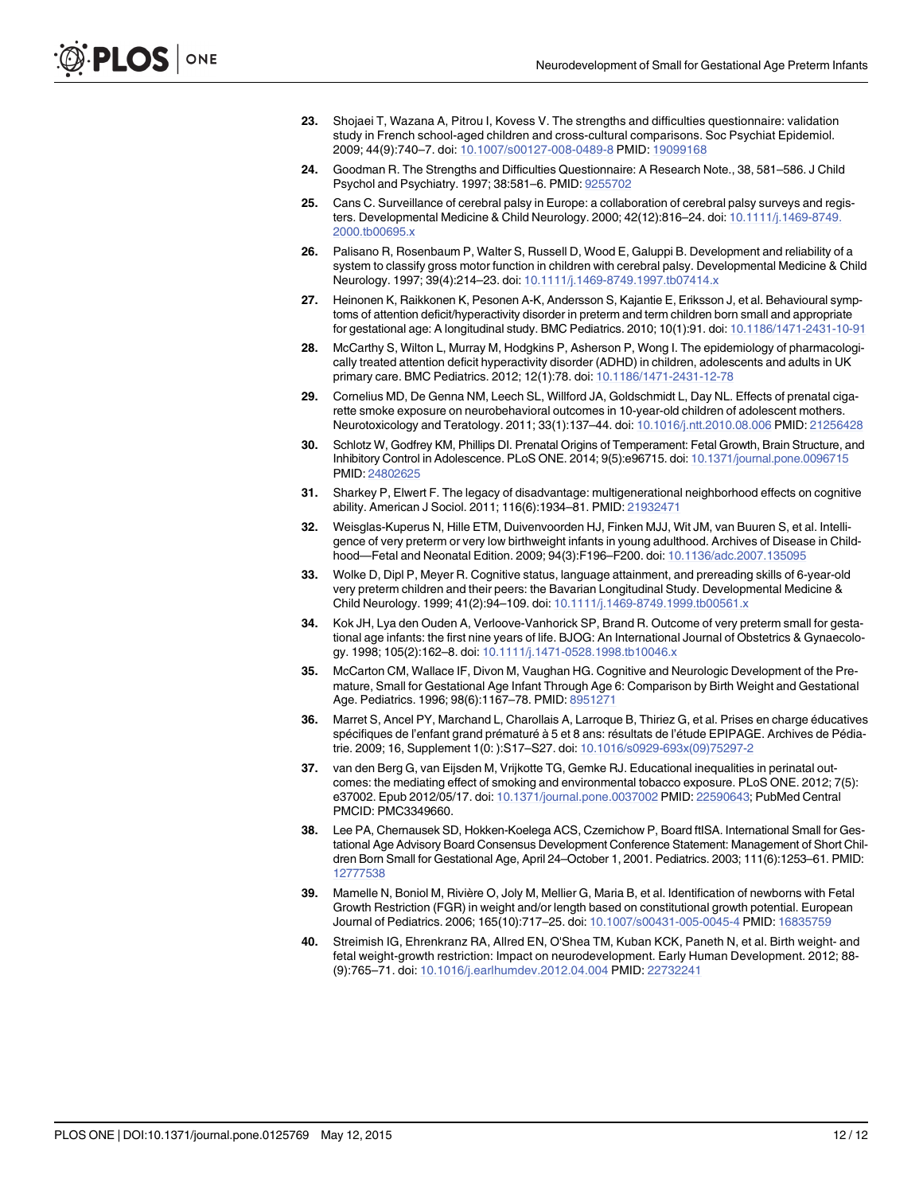23. Shojaei T, Wazana A, Pitrou I, Kovess V. The strengths and difficulties questionnaire: validation study in French school-aged children and cross-cultural comparisons. Soc Psychiat Epidemiol. 2009; 44(9):740–7. doi: 10.1007/s00127-008-0489-8 PMID: 19099168

24. Goodman R. The Strengths and Difficulties Questionnaire: A Research Note., 38, 581–586. J Child Psychol and Psychiatry. 1997; 38:581–6. PMID: 9255702

25. Cans C. Surveillance of cerebral palsy in Europe: a collaboration of cerebral palsy surveys and registers. Developmental Medicine & Child Neurology. 2000; 42(12):816–24. doi: 10.1111/j.1469-8749.2000.tb00695.x

26. Palisano R, Rosenbaum P, Walter S, Russell D, Wood E, Galuppi B. Development and reliability of a system to classify gross motor function in children with cerebral palsy. Developmental Medicine & Child Neurology. 1997; 39(4):214–23. doi: 10.1111/j.1469-8749.1997.tb07414.x

27. Heinonen K, Raikkonen K, Pesonen A-K, Andersson S, Kajantie E, Eriksson J, et al. Behavioural symptoms of attention deficit/hyperactivity disorder in preterm and term children born small and appropriate for gestational age: A longitudinal study. BMC Pediatrics. 2010; 10(1):91. doi: 10.1186/1471-2431-10-91

28. McCarthy S, Wilton L, Murray M, Hodgkins P, Asherson P, Wong I. The epidemiology of pharmacologically treated attention deficit hyperactivity disorder (ADHD) in children, adolescents and adults in UK primary care. BMC Pediatrics. 2012; 12(1):78. doi: 10.1186/1471-2431-12-78

29. Cornelius MD, De Genna NM, Leech SL, Willford JA, Goldschmidt L, Day NL. Effects of prenatal cigarette smoke exposure on neurobehavioral outcomes in 10-year-old children of adolescent mothers. Neurotoxicology and Teratology. 2011; 33(1):137–44. doi: 10.1016/j.ntt.2010.08.006 PMID: 21256428

30. Schlotz W, Godfrey KM, Phillips DI. Prenatal Origins of Temperament: Fetal Growth, Brain Structure, and Inhibitory Control in Adolescence. PLoS ONE. 2014; 9(5):e96715. doi: 10.1371/journal.pone.0096715 PMID: 24802625

31. Sharkey P, Elwert F. The legacy of disadvantage: multigenerational neighborhood effects on cognitive ability. American J Sociol. 2011; 116(6):1934–81. PMID: 21932471

32. Weisglas-Kuperus N, Hille ETM, Duivenvoorden HJ, Finken MJJ, Wit JM, van Buuren S, et al. Intelligence of very preterm or very low birthweight infants in young adulthood. Archives of Disease in Childhood—Fetal and Neonatal Edition. 2009; 94(3):F196–F200. doi: 10.1136/adc.2007.135095

33. Wolke D, Dipl P, Meyer R. Cognitive status, language attainment, and prereading skills of 6-year-old very preterm children and their peers: the Bavarian Longitudinal Study. Developmental Medicine & Child Neurology. 1999; 41(2):94–109. doi: 10.1111/j.1469-8749.1999.tb00561.x

34. Kok JH, Lya den Ouden A, Verloove-Vanhorick SP, Brand R. Outcome of very preterm small for gestational age infants: the first nine years of life. BJOG: An International Journal of Obstetrics & Gynaecology. 1998; 105(2):162–8. doi: 10.1111/j.1471-0528.1998.tb10046.x

35. McCarton CM, Wallace IF, Divon M, Vaughan HG. Cognitive and Neurologic Development of the Premature, Small for Gestational Age Infant Through Age 6: Comparison by Birth Weight and Gestational Age. Pediatrics. 1996; 98(6):1167–78. PMID: 8951271

36. Marret S, Ancel PY, Marchand L, Charollais A, Larroque B, Thiriez G, et al. Prises en charge éducatives spécifiques de l'enfant grand prématuré à 5 et 8 ans: résultats de l'étude EPIPAGE. Archives de Pédiatrie. 2009; 16, Supplement 1(0: ):S17–S27. doi: 10.1016/s0929-693x(09)75297-2

37. van den Berg G, van Eijsden M, Vrijkotte TG, Gemke RJ. Educational inequalities in perinatal outcomes: the mediating effect of smoking and environmental tobacco exposure. PLoS ONE. 2012; 7(5): e37002. Epub 2012/05/17. doi: 10.1371/journal.pone.0037002 PMID: 22590643; PubMed Central PMCID: PMC3349660.

38. Lee PA, Chernausek SD, Hokken-Koelega ACS, Czernichow P, Board ftISA. International Small for Gestational Age Advisory Board Consensus Development Conference Statement: Management of Short Children Born Small for Gestational Age, April 24–October 1, 2001. Pediatrics. 2003; 111(6):1253–61. PMID: 12777538

39. Mamelle N, Boniol M, Rivière O, Joly M, Mellier G, Maria B, et al. Identification of newborns with Fetal Growth Restriction (FGR) in weight and/or length based on constitutional growth potential. European Journal of Pediatrics. 2006; 165(10):717–25. doi: 10.1007/s00431-005-0045-4 PMID: 16835759

40. Streimish IG, Ehrenkranz RA, Allred EN, O'Shea TM, Kuban KCK, Paneth N, et al. Birth weight- and fetal weight-growth restriction: Impact on neurodevelopment. Early Human Development. 2012; 88(9):765–71. doi: 10.1016/j.earlhumdev.2012.04.004 PMID: 22732241